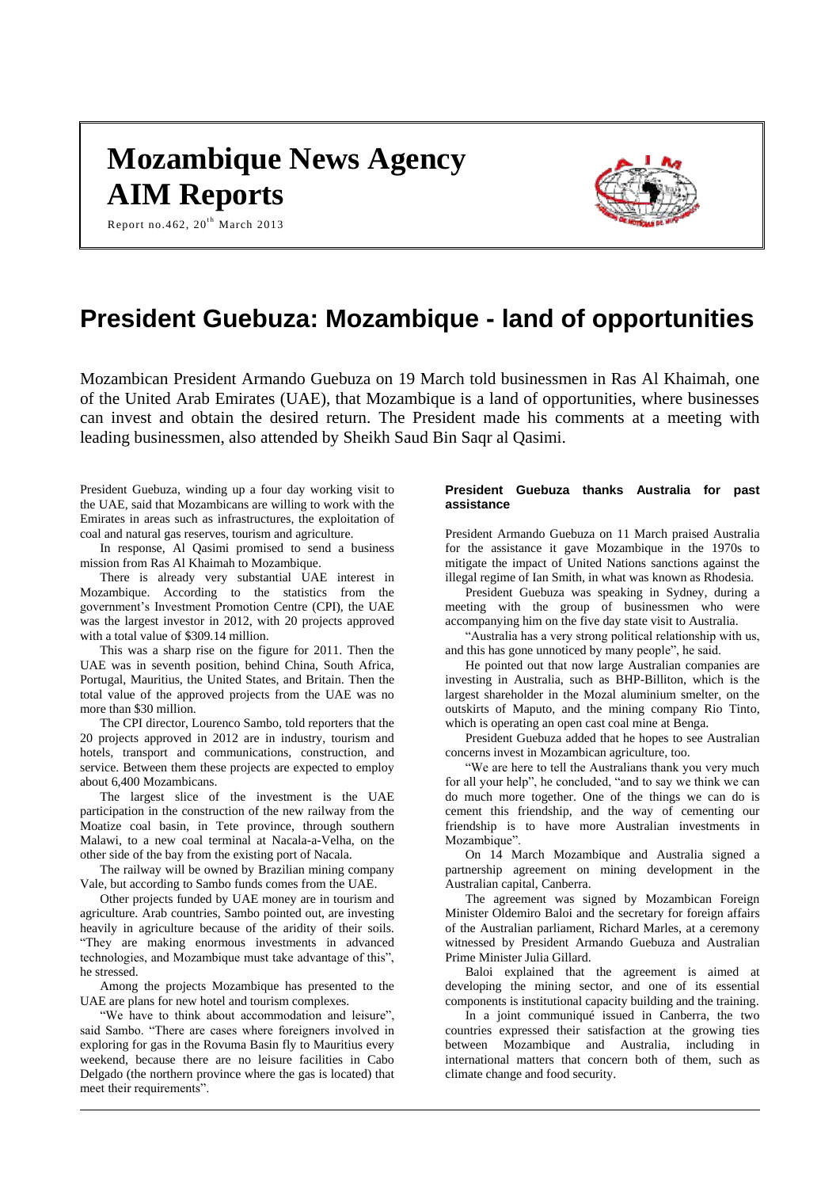# Mozambique News Agency
# AIM Reports

Report no.462, 20th March 2013

# President Guebuza: Mozambique - land of opportunities

Mozambican President Armando Guebuza on 19 March told businessmen in Ras Al Khaimah, one of the United Arab Emirates (UAE), that Mozambique is a land of opportunities, where businesses can invest and obtain the desired return. The President made his comments at a meeting with leading businessmen, also attended by Sheikh Saud Bin Saqr al Qasimi.

President Guebuza, winding up a four day working visit to the UAE, said that Mozambicans are willing to work with the Emirates in areas such as infrastructures, the exploitation of coal and natural gas reserves, tourism and agriculture.

In response, Al Qasimi promised to send a business mission from Ras Al Khaimah to Mozambique.

There is already very substantial UAE interest in Mozambique. According to the statistics from the government's Investment Promotion Centre (CPI), the UAE was the largest investor in 2012, with 20 projects approved with a total value of $309.14 million.

This was a sharp rise on the figure for 2011. Then the UAE was in seventh position, behind China, South Africa, Portugal, Mauritius, the United States, and Britain. Then the total value of the approved projects from the UAE was no more than $30 million.

The CPI director, Lourenco Sambo, told reporters that the 20 projects approved in 2012 are in industry, tourism and hotels, transport and communications, construction, and service. Between them these projects are expected to employ about 6,400 Mozambicans.

The largest slice of the investment is the UAE participation in the construction of the new railway from the Moatize coal basin, in Tete province, through southern Malawi, to a new coal terminal at Nacala-a-Velha, on the other side of the bay from the existing port of Nacala.

The railway will be owned by Brazilian mining company Vale, but according to Sambo funds comes from the UAE.

Other projects funded by UAE money are in tourism and agriculture. Arab countries, Sambo pointed out, are investing heavily in agriculture because of the aridity of their soils. "They are making enormous investments in advanced technologies, and Mozambique must take advantage of this", he stressed.

Among the projects Mozambique has presented to the UAE are plans for new hotel and tourism complexes.

"We have to think about accommodation and leisure", said Sambo. "There are cases where foreigners involved in exploring for gas in the Rovuma Basin fly to Mauritius every weekend, because there are no leisure facilities in Cabo Delgado (the northern province where the gas is located) that meet their requirements".

### President Guebuza thanks Australia for past assistance

President Armando Guebuza on 11 March praised Australia for the assistance it gave Mozambique in the 1970s to mitigate the impact of United Nations sanctions against the illegal regime of Ian Smith, in what was known as Rhodesia.

President Guebuza was speaking in Sydney, during a meeting with the group of businessmen who were accompanying him on the five day state visit to Australia.

"Australia has a very strong political relationship with us, and this has gone unnoticed by many people", he said.

He pointed out that now large Australian companies are investing in Australia, such as BHP-Billiton, which is the largest shareholder in the Mozal aluminium smelter, on the outskirts of Maputo, and the mining company Rio Tinto, which is operating an open cast coal mine at Benga.

President Guebuza added that he hopes to see Australian concerns invest in Mozambican agriculture, too.

"We are here to tell the Australians thank you very much for all your help", he concluded, "and to say we think we can do much more together. One of the things we can do is cement this friendship, and the way of cementing our friendship is to have more Australian investments in Mozambique".

On 14 March Mozambique and Australia signed a partnership agreement on mining development in the Australian capital, Canberra.

The agreement was signed by Mozambican Foreign Minister Oldemiro Baloi and the secretary for foreign affairs of the Australian parliament, Richard Marles, at a ceremony witnessed by President Armando Guebuza and Australian Prime Minister Julia Gillard.

Baloi explained that the agreement is aimed at developing the mining sector, and one of its essential components is institutional capacity building and the training.

In a joint communiqué issued in Canberra, the two countries expressed their satisfaction at the growing ties between Mozambique and Australia, including in international matters that concern both of them, such as climate change and food security.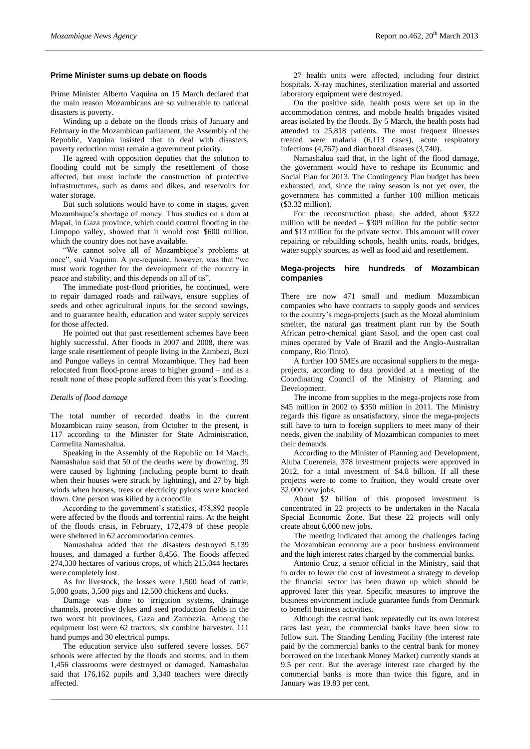## Prime Minister sums up debate on floods

Prime Minister Alberto Vaquina on 15 March declared that the main reason Mozambicans are so vulnerable to national disasters is poverty.

Winding up a debate on the floods crisis of January and February in the Mozambican parliament, the Assembly of the Republic, Vaquina insisted that to deal with disasters, poverty reduction must remain a government priority.

He agreed with opposition deputies that the solution to flooding could not be simply the resettlement of those affected, but must include the construction of protective infrastructures, such as dams and dikes, and reservoirs for water storage.

But such solutions would have to come in stages, given Mozambique's shortage of money. Thus studies on a dam at Mapai, in Gaza province, which could control flooding in the Limpopo valley, showed that it would cost $600 million, which the country does not have available.

"We cannot solve all of Mozambique's problems at once", said Vaquina. A pre-requisite, however, was that "we must work together for the development of the country in peace and stability, and this depends on all of us".

The immediate post-flood priorities, he continued, were to repair damaged roads and railways, ensure supplies of seeds and other agricultural inputs for the second sowings, and to guarantee health, education and water supply services for those affected.

He pointed out that past resettlement schemes have been highly successful. After floods in 2007 and 2008, there was large scale resettlement of people living in the Zambezi, Buzi and Pungoe valleys in central Mozambique. They had been relocated from flood-prone areas to higher ground – and as a result none of these people suffered from this year's flooding.

### *Details of flood damage*

The total number of recorded deaths in the current Mozambican rainy season, from October to the present, is 117 according to the Minister for State Administration, Carmelita Namashalua.

Speaking in the Assembly of the Republic on 14 March, Namashalua said that 50 of the deaths were by drowning, 39 were caused by lightning (including people burnt to death when their houses were struck by lightning), and 27 by high winds when houses, trees or electricity pylons were knocked down. One person was killed by a crocodile.

According to the government's statistics, 478,892 people were affected by the floods and torrential rains. At the height of the floods crisis, in February, 172,479 of these people were sheltered in 62 accommodation centres.

Namashalua added that the disasters destroyed 5,139 houses, and damaged a further 8,456. The floods affected 274,330 hectares of various crops, of which 215,044 hectares were completely lost.

As for livestock, the losses were 1,500 head of cattle, 5,000 goats, 3,500 pigs and 12,500 chickens and ducks.

Damage was done to irrigation systems, drainage channels, protective dykes and seed production fields in the two worst hit provinces, Gaza and Zambezia. Among the equipment lost were 62 tractors, six combine harvester, 111 hand pumps and 30 electrical pumps.

The education service also suffered severe losses. 567 schools were affected by the floods and storms, and in them 1,456 classrooms were destroyed or damaged. Namashalua said that 176,162 pupils and 3,340 teachers were directly affected.

27 health units were affected, including four district hospitals. X-ray machines, sterilization material and assorted laboratory equipment were destroyed.

On the positive side, health posts were set up in the accommodation centres, and mobile health brigades visited areas isolated by the floods. By 5 March, the health posts had attended to 25,818 patients. The most frequent illnesses treated were malaria (6,113 cases), acute respiratory infections (4,767) and diarrhoeal diseases (3,740).

Namashalua said that, in the light of the flood damage, the government would have to reshape its Economic and Social Plan for 2013. The Contingency Plan budget has been exhausted, and, since the rainy season is not yet over, the government has committed a further 100 million meticais ($3.32 million).

For the reconstruction phase, she added, about $322 million will be needed – $309 million for the public sector and $13 million for the private sector. This amount will cover repairing or rebuilding schools, health units, roads, bridges, water supply sources, as well as food aid and resettlement.

## Mega-projects hire hundreds of Mozambican companies

There are now 471 small and medium Mozambican companies who have contracts to supply goods and services to the country's mega-projects (such as the Mozal aluminium smelter, the natural gas treatment plant run by the South African petro-chemical giant Sasol, and the open cast coal mines operated by Vale of Brazil and the Anglo-Australian company, Rio Tinto).

A further 100 SMEs are occasional suppliers to the mega-projects, according to data provided at a meeting of the Coordinating Council of the Ministry of Planning and Development.

The income from supplies to the mega-projects rose from $45 million in 2002 to $350 million in 2011. The Ministry regards this figure as unsatisfactory, since the mega-projects still have to turn to foreign suppliers to meet many of their needs, given the inability of Mozambican companies to meet their demands.

According to the Minister of Planning and Development, Aiuba Cuereneia, 378 investment projects were approved in 2012, for a total investment of $4.8 billion. If all these projects were to come to fruition, they would create over 32,000 new jobs.

About $2 billion of this proposed investment is concentrated in 22 projects to be undertaken in the Nacala Special Economic Zone. But these 22 projects will only create about 6,000 new jobs.

The meeting indicated that among the challenges facing the Mozambican economy are a poor business environment and the high interest rates charged by the commercial banks.

Antonio Cruz, a senior official in the Ministry, said that in order to lower the cost of investment a strategy to develop the financial sector has been drawn up which should be approved later this year. Specific measures to improve the business environment include guarantee funds from Denmark to benefit business activities.

Although the central bank repeatedly cut its own interest rates last year, the commercial banks have been slow to follow suit. The Standing Lending Facility (the interest rate paid by the commercial banks to the central bank for money borrowed on the Interbank Money Market) currently stands at 9.5 per cent. But the average interest rate charged by the commercial banks is more than twice this figure, and in January was 19.83 per cent.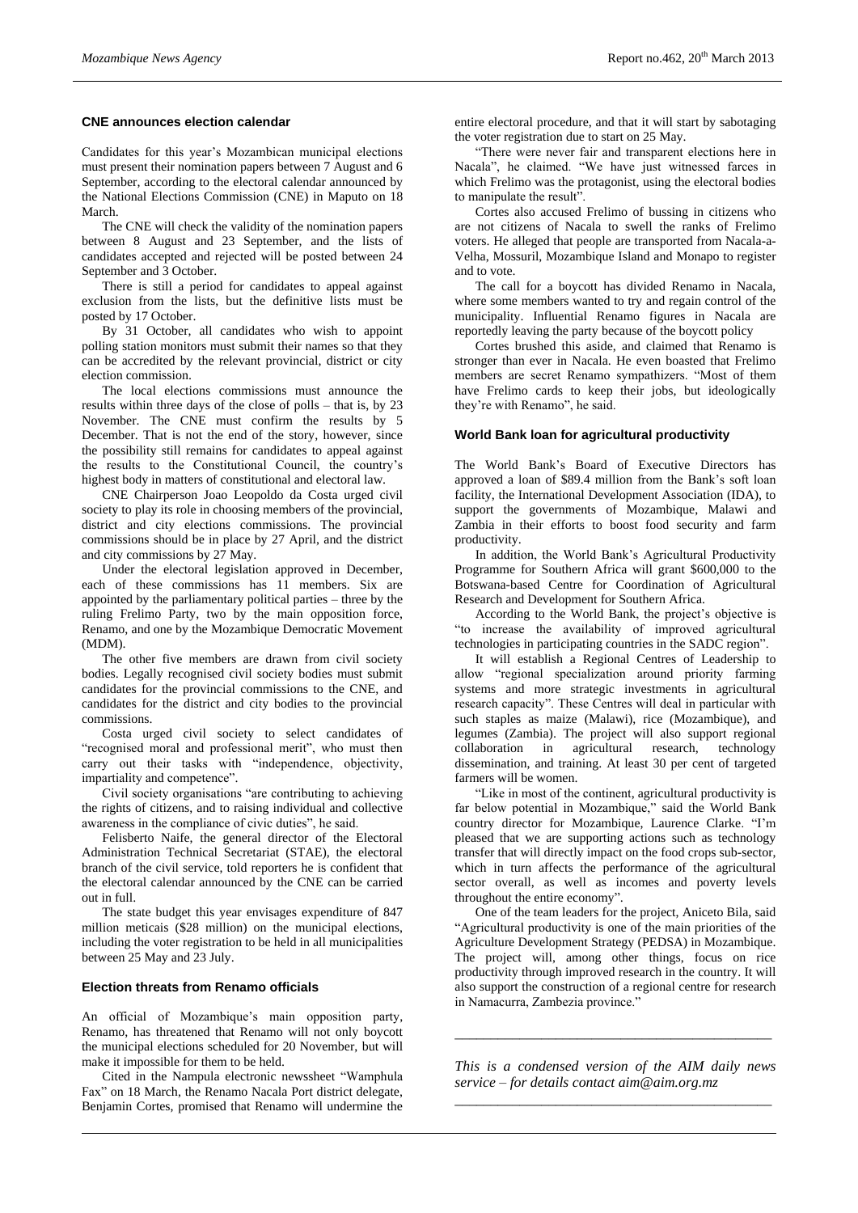## CNE announces election calendar

Candidates for this year's Mozambican municipal elections must present their nomination papers between 7 August and 6 September, according to the electoral calendar announced by the National Elections Commission (CNE) in Maputo on 18 March.

The CNE will check the validity of the nomination papers between 8 August and 23 September, and the lists of candidates accepted and rejected will be posted between 24 September and 3 October.

There is still a period for candidates to appeal against exclusion from the lists, but the definitive lists must be posted by 17 October.

By 31 October, all candidates who wish to appoint polling station monitors must submit their names so that they can be accredited by the relevant provincial, district or city election commission.

The local elections commissions must announce the results within three days of the close of polls – that is, by 23 November. The CNE must confirm the results by 5 December. That is not the end of the story, however, since the possibility still remains for candidates to appeal against the results to the Constitutional Council, the country's highest body in matters of constitutional and electoral law.

CNE Chairperson Joao Leopoldo da Costa urged civil society to play its role in choosing members of the provincial, district and city elections commissions. The provincial commissions should be in place by 27 April, and the district and city commissions by 27 May.

Under the electoral legislation approved in December, each of these commissions has 11 members. Six are appointed by the parliamentary political parties – three by the ruling Frelimo Party, two by the main opposition force, Renamo, and one by the Mozambique Democratic Movement (MDM).

The other five members are drawn from civil society bodies. Legally recognised civil society bodies must submit candidates for the provincial commissions to the CNE, and candidates for the district and city bodies to the provincial commissions.

Costa urged civil society to select candidates of "recognised moral and professional merit", who must then carry out their tasks with "independence, objectivity, impartiality and competence".

Civil society organisations "are contributing to achieving the rights of citizens, and to raising individual and collective awareness in the compliance of civic duties", he said.

Felisberto Naife, the general director of the Electoral Administration Technical Secretariat (STAE), the electoral branch of the civil service, told reporters he is confident that the electoral calendar announced by the CNE can be carried out in full.

The state budget this year envisages expenditure of 847 million meticais ($28 million) on the municipal elections, including the voter registration to be held in all municipalities between 25 May and 23 July.

## Election threats from Renamo officials

An official of Mozambique's main opposition party, Renamo, has threatened that Renamo will not only boycott the municipal elections scheduled for 20 November, but will make it impossible for them to be held.

Cited in the Nampula electronic newssheet "Wamphula Fax" on 18 March, the Renamo Nacala Port district delegate, Benjamin Cortes, promised that Renamo will undermine the entire electoral procedure, and that it will start by sabotaging the voter registration due to start on 25 May.

"There were never fair and transparent elections here in Nacala", he claimed. "We have just witnessed farces in which Frelimo was the protagonist, using the electoral bodies to manipulate the result".

Cortes also accused Frelimo of bussing in citizens who are not citizens of Nacala to swell the ranks of Frelimo voters. He alleged that people are transported from Nacala-a-Velha, Mossuril, Mozambique Island and Monapo to register and to vote.

The call for a boycott has divided Renamo in Nacala, where some members wanted to try and regain control of the municipality. Influential Renamo figures in Nacala are reportedly leaving the party because of the boycott policy

Cortes brushed this aside, and claimed that Renamo is stronger than ever in Nacala. He even boasted that Frelimo members are secret Renamo sympathizers. "Most of them have Frelimo cards to keep their jobs, but ideologically they're with Renamo", he said.

## World Bank loan for agricultural productivity

The World Bank's Board of Executive Directors has approved a loan of $89.4 million from the Bank's soft loan facility, the International Development Association (IDA), to support the governments of Mozambique, Malawi and Zambia in their efforts to boost food security and farm productivity.

In addition, the World Bank's Agricultural Productivity Programme for Southern Africa will grant $600,000 to the Botswana-based Centre for Coordination of Agricultural Research and Development for Southern Africa.

According to the World Bank, the project's objective is "to increase the availability of improved agricultural technologies in participating countries in the SADC region".

It will establish a Regional Centres of Leadership to allow "regional specialization around priority farming systems and more strategic investments in agricultural research capacity". These Centres will deal in particular with such staples as maize (Malawi), rice (Mozambique), and legumes (Zambia). The project will also support regional collaboration in agricultural research, technology dissemination, and training. At least 30 per cent of targeted farmers will be women.

"Like in most of the continent, agricultural productivity is far below potential in Mozambique," said the World Bank country director for Mozambique, Laurence Clarke. "I'm pleased that we are supporting actions such as technology transfer that will directly impact on the food crops sub-sector, which in turn affects the performance of the agricultural sector overall, as well as incomes and poverty levels throughout the entire economy".

One of the team leaders for the project, Aniceto Bila, said "Agricultural productivity is one of the main priorities of the Agriculture Development Strategy (PEDSA) in Mozambique. The project will, among other things, focus on rice productivity through improved research in the country. It will also support the construction of a regional centre for research in Namacurra, Zambezia province."

---

*This is a condensed version of the AIM daily news service – for details contact aim@aim.org.mz*

---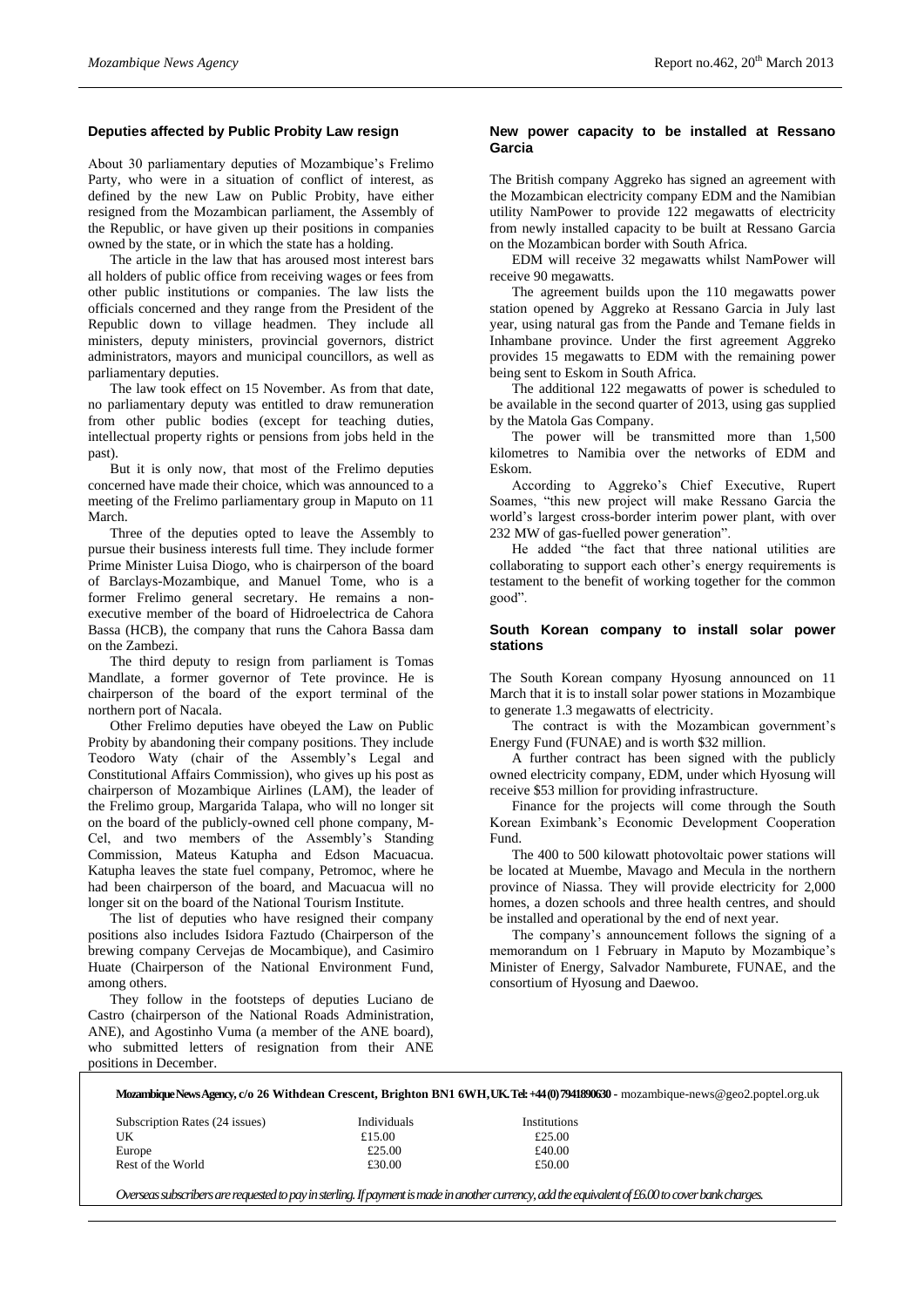## Deputies affected by Public Probity Law resign

About 30 parliamentary deputies of Mozambique's Frelimo Party, who were in a situation of conflict of interest, as defined by the new Law on Public Probity, have either resigned from the Mozambican parliament, the Assembly of the Republic, or have given up their positions in companies owned by the state, or in which the state has a holding.

The article in the law that has aroused most interest bars all holders of public office from receiving wages or fees from other public institutions or companies. The law lists the officials concerned and they range from the President of the Republic down to village headmen. They include all ministers, deputy ministers, provincial governors, district administrators, mayors and municipal councillors, as well as parliamentary deputies.

The law took effect on 15 November. As from that date, no parliamentary deputy was entitled to draw remuneration from other public bodies (except for teaching duties, intellectual property rights or pensions from jobs held in the past).

But it is only now, that most of the Frelimo deputies concerned have made their choice, which was announced to a meeting of the Frelimo parliamentary group in Maputo on 11 March.

Three of the deputies opted to leave the Assembly to pursue their business interests full time. They include former Prime Minister Luisa Diogo, who is chairperson of the board of Barclays-Mozambique, and Manuel Tome, who is a former Frelimo general secretary. He remains a non-executive member of the board of Hidroelectrica de Cahora Bassa (HCB), the company that runs the Cahora Bassa dam on the Zambezi.

The third deputy to resign from parliament is Tomas Mandlate, a former governor of Tete province. He is chairperson of the board of the export terminal of the northern port of Nacala.

Other Frelimo deputies have obeyed the Law on Public Probity by abandoning their company positions. They include Teodoro Waty (chair of the Assembly's Legal and Constitutional Affairs Commission), who gives up his post as chairperson of Mozambique Airlines (LAM), the leader of the Frelimo group, Margarida Talapa, who will no longer sit on the board of the publicly-owned cell phone company, M-Cel, and two members of the Assembly's Standing Commission, Mateus Katupha and Edson Macuacua. Katupha leaves the state fuel company, Petromoc, where he had been chairperson of the board, and Macuacua will no longer sit on the board of the National Tourism Institute.

The list of deputies who have resigned their company positions also includes Isidora Faztudo (Chairperson of the brewing company Cervejas de Mocambique), and Casimiro Huate (Chairperson of the National Environment Fund, among others.

They follow in the footsteps of deputies Luciano de Castro (chairperson of the National Roads Administration, ANE), and Agostinho Vuma (a member of the ANE board), who submitted letters of resignation from their ANE positions in December.

## New power capacity to be installed at Ressano Garcia

The British company Aggreko has signed an agreement with the Mozambican electricity company EDM and the Namibian utility NamPower to provide 122 megawatts of electricity from newly installed capacity to be built at Ressano Garcia on the Mozambican border with South Africa.

EDM will receive 32 megawatts whilst NamPower will receive 90 megawatts.

The agreement builds upon the 110 megawatts power station opened by Aggreko at Ressano Garcia in July last year, using natural gas from the Pande and Temane fields in Inhambane province. Under the first agreement Aggreko provides 15 megawatts to EDM with the remaining power being sent to Eskom in South Africa.

The additional 122 megawatts of power is scheduled to be available in the second quarter of 2013, using gas supplied by the Matola Gas Company.

The power will be transmitted more than 1,500 kilometres to Namibia over the networks of EDM and Eskom.

According to Aggreko's Chief Executive, Rupert Soames, "this new project will make Ressano Garcia the world's largest cross-border interim power plant, with over 232 MW of gas-fuelled power generation".

He added "the fact that three national utilities are collaborating to support each other's energy requirements is testament to the benefit of working together for the common good".

## South Korean company to install solar power stations

The South Korean company Hyosung announced on 11 March that it is to install solar power stations in Mozambique to generate 1.3 megawatts of electricity.

The contract is with the Mozambican government's Energy Fund (FUNAE) and is worth \$32 million.

A further contract has been signed with the publicly owned electricity company, EDM, under which Hyosung will receive \$53 million for providing infrastructure.

Finance for the projects will come through the South Korean Eximbank's Economic Development Cooperation Fund.

The 400 to 500 kilowatt photovoltaic power stations will be located at Muembe, Mavago and Mecula in the northern province of Niassa. They will provide electricity for 2,000 homes, a dozen schools and three health centres, and should be installed and operational by the end of next year.

The company's announcement follows the signing of a memorandum on 1 February in Maputo by Mozambique's Minister of Energy, Salvador Namburete, FUNAE, and the consortium of Hyosung and Daewoo.

**Mozambique News Agency, c/o 26 Withdean Crescent, Brighton BN1 6WH, UK. Tel: +44 (0) 7941890630 -** mozambique-news@geo2.poptel.org.uk

| Subscription Rates (24 issues) | Individuals | Institutions |
|---|---|---|
| UK | £15.00 | £25.00 |
| Europe | £25.00 | £40.00 |
| Rest of the World | £30.00 | £50.00 |

*Overseas subscribers are requested to pay in sterling. If payment is made in another currency, add the equivalent of £6.00 to cover bank charges.*